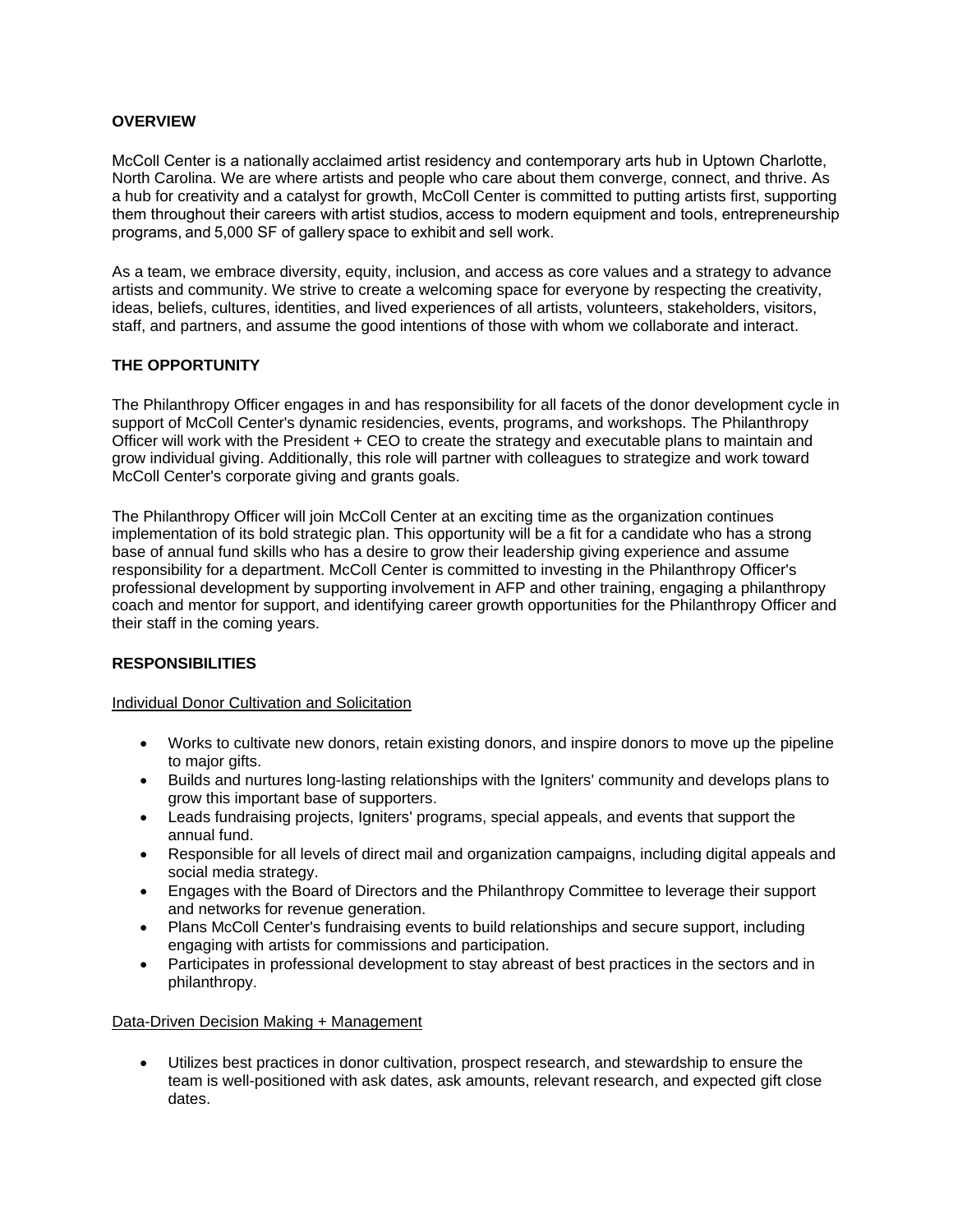## OVERVIEW

McColl Center is a nationally acclaimed artist residency and contemporary arts hub in Uptown Charlotte, North Carolina. We are where artists and people who care about them converge, connect, and thrive. As a hub for creativity and a catalyst for growth, McColl Center is committed to putting artists first, supporting them throughout their careers with artist studios, access to modern equipment and tools, entrepreneurship programs, and 5,000 SF of gallery space to exhibit and sell work.

As a team, we embrace diversity, equity, inclusion, and access as core values and a strategy to advance artists and community. We strive to create a welcoming space for everyone by respecting the creativity, ideas, beliefs, cultures, identities, and lived experiences of all artists, volunteers, stakeholders, visitors, staff, and partners, and assume the good intentions of those with whom we collaborate and interact.

## THE OPPORTUNITY

The Philanthropy Officer engages in and has responsibility for all facets of the donor development cycle in support of McColl Center's dynamic residencies, events, programs, and workshops. The Philanthropy Officer will work with the President + CEO to create the strategy and executable plans to maintain and grow individual giving. Additionally, this role will partner with colleagues to strategize and work toward McColl Center's corporate giving and grants goals.

The Philanthropy Officer will join McColl Center at an exciting time as the organization continues implementation of its bold strategic plan. This opportunity will be a fit for a candidate who has a strong base of annual fund skills who has a desire to grow their leadership giving experience and assume responsibility for a department. McColl Center is committed to investing in the Philanthropy Officer's professional development by supporting involvement in AFP and other training, engaging a philanthropy coach and mentor for support, and identifying career growth opportunities for the Philanthropy Officer and their staff in the coming years.

## RESPONSIBILITIES

### Individual Donor Cultivation and Solicitation

- Works to cultivate new donors, retain existing donors, and inspire donors to move up the pipeline to major gifts.
- Builds and nurtures long-lasting relationships with the Igniters' community and develops plans to grow this important base of supporters.
- Leads fundraising projects, Igniters' programs, special appeals, and events that support the annual fund.
- Responsible for all levels of direct mail and organization campaigns, including digital appeals and social media strategy.
- Engages with the Board of Directors and the Philanthropy Committee to leverage their support and networks for revenue generation.
- Plans McColl Center's fundraising events to build relationships and secure support, including engaging with artists for commissions and participation.
- Participates in professional development to stay abreast of best practices in the sectors and in philanthropy.

### Data-Driven Decision Making + Management

- Utilizes best practices in donor cultivation, prospect research, and stewardship to ensure the team is well-positioned with ask dates, ask amounts, relevant research, and expected gift close dates.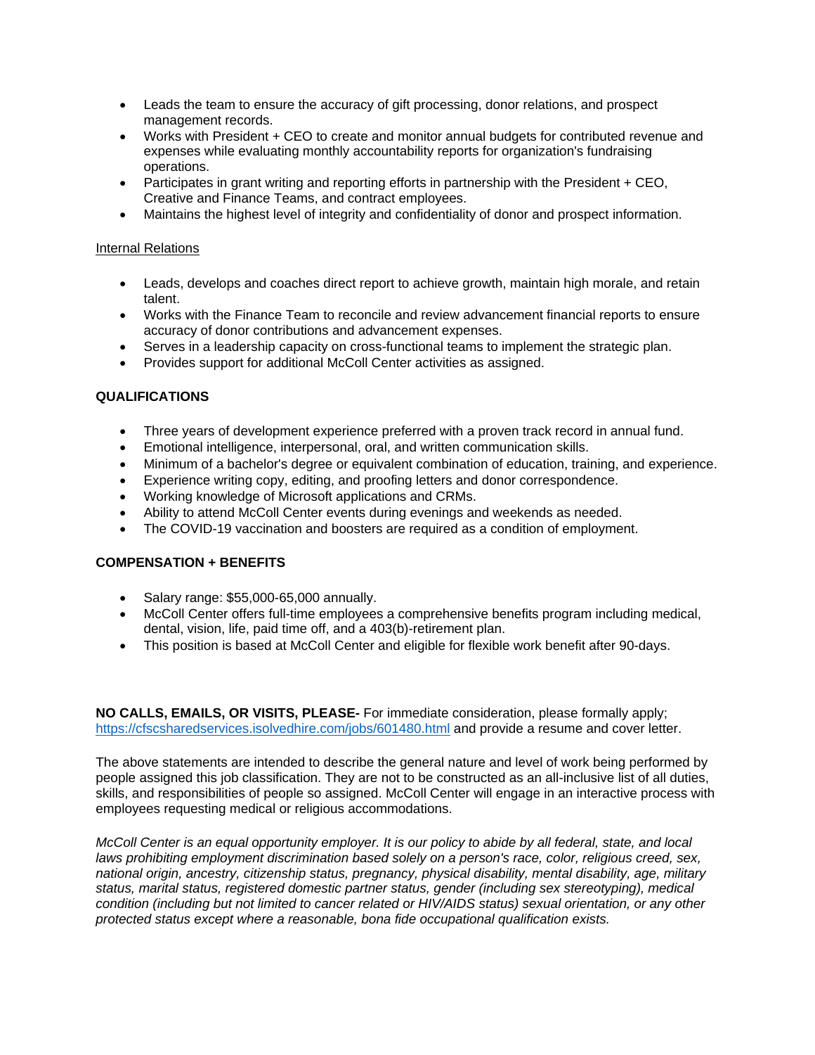- Leads the team to ensure the accuracy of gift processing, donor relations, and prospect management records.
- Works with President + CEO to create and monitor annual budgets for contributed revenue and expenses while evaluating monthly accountability reports for organization's fundraising operations.
- Participates in grant writing and reporting efforts in partnership with the President + CEO, Creative and Finance Teams, and contract employees.
- Maintains the highest level of integrity and confidentiality of donor and prospect information.

<u>Internal Relations</u>

- Leads, develops and coaches direct report to achieve growth, maintain high morale, and retain talent.
- Works with the Finance Team to reconcile and review advancement financial reports to ensure accuracy of donor contributions and advancement expenses.
- Serves in a leadership capacity on cross-functional teams to implement the strategic plan.
- Provides support for additional McColl Center activities as assigned.

**QUALIFICATIONS**

- Three years of development experience preferred with a proven track record in annual fund.
- Emotional intelligence, interpersonal, oral, and written communication skills.
- Minimum of a bachelor's degree or equivalent combination of education, training, and experience.
- Experience writing copy, editing, and proofing letters and donor correspondence.
- Working knowledge of Microsoft applications and CRMs.
- Ability to attend McColl Center events during evenings and weekends as needed.
- The COVID-19 vaccination and boosters are required as a condition of employment.

**COMPENSATION + BENEFITS**

- Salary range: $55,000-65,000 annually.
- McColl Center offers full-time employees a comprehensive benefits program including medical, dental, vision, life, paid time off, and a 403(b)-retirement plan.
- This position is based at McColl Center and eligible for flexible work benefit after 90-days.

**NO CALLS, EMAILS, OR VISITS, PLEASE-** For immediate consideration, please formally apply; https://cfscsharedservices.isolvedhire.com/jobs/601480.html and provide a resume and cover letter.

The above statements are intended to describe the general nature and level of work being performed by people assigned this job classification. They are not to be constructed as an all-inclusive list of all duties, skills, and responsibilities of people so assigned. McColl Center will engage in an interactive process with employees requesting medical or religious accommodations.

*McColl Center is an equal opportunity employer. It is our policy to abide by all federal, state, and local laws prohibiting employment discrimination based solely on a person's race, color, religious creed, sex, national origin, ancestry, citizenship status, pregnancy, physical disability, mental disability, age, military status, marital status, registered domestic partner status, gender (including sex stereotyping), medical condition (including but not limited to cancer related or HIV/AIDS status) sexual orientation, or any other protected status except where a reasonable, bona fide occupational qualification exists.*